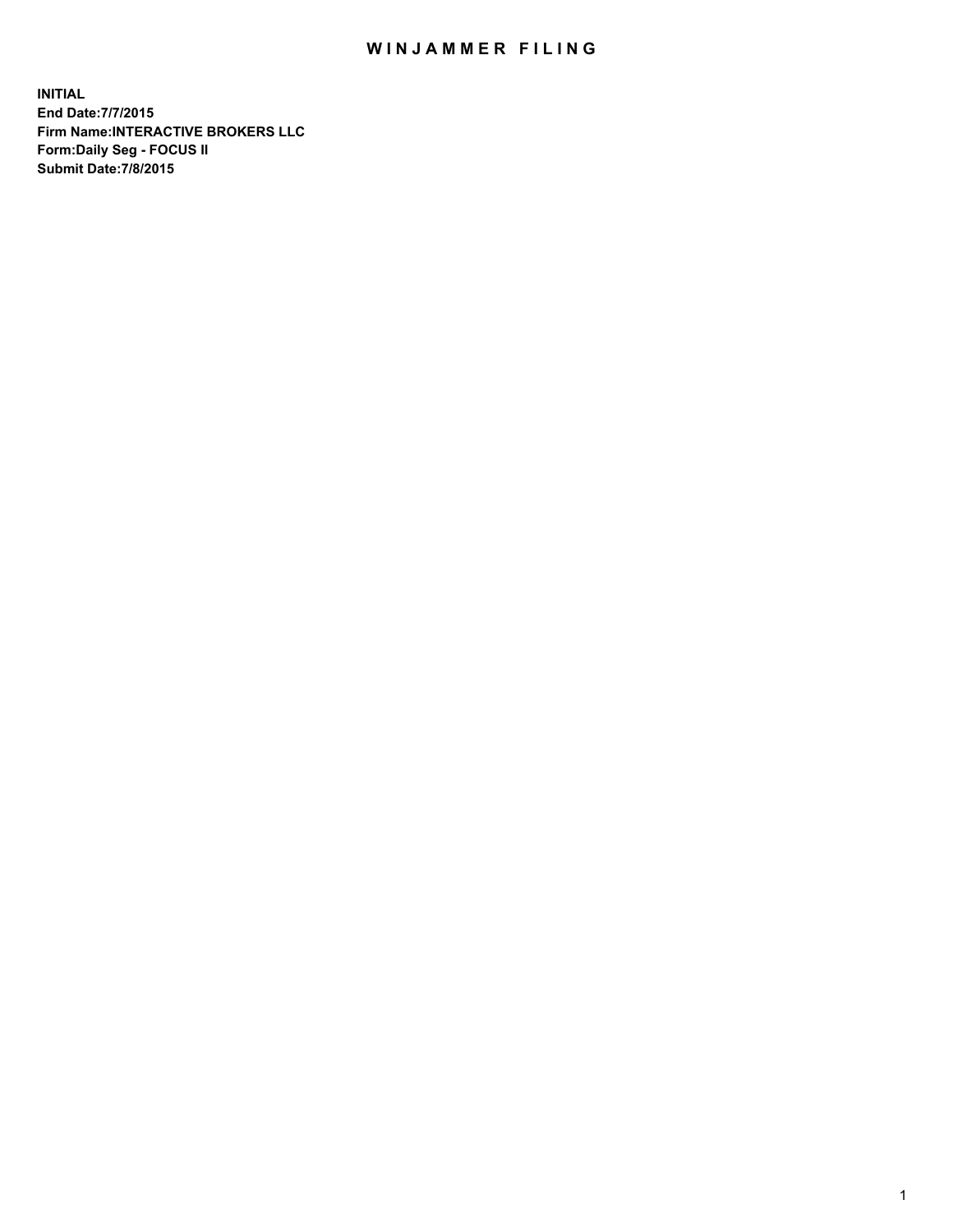# WINJAMMER FILING

**INITIAL**
**End Date:7/7/2015**
**Firm Name:INTERACTIVE BROKERS LLC**
**Form:Daily Seg - FOCUS II**
**Submit Date:7/8/2015**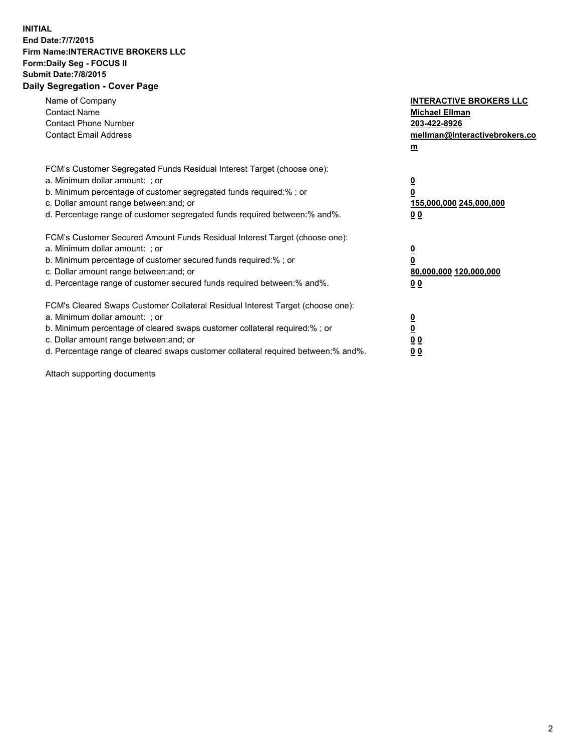**INITIAL**
**End Date:7/7/2015**
**Firm Name:INTERACTIVE BROKERS LLC**
**Form:Daily Seg - FOCUS II**
**Submit Date:7/8/2015**
**Daily Segregation - Cover Page**

| | |
|---|---|
| Name of Company | **INTERACTIVE BROKERS LLC** |
| Contact Name | **Michael Ellman** |
| Contact Phone Number | **203-422-8926** |
| Contact Email Address | **mellman@interactivebrokers.com** |

FCM's Customer Segregated Funds Residual Interest Target (choose one):

| | |
|---|---|
| a. Minimum dollar amount: ; or | **0** |
| b. Minimum percentage of customer segregated funds required:% ; or | **0** |
| c. Dollar amount range between:and; or | **155,000,000 245,000,000** |
| d. Percentage range of customer segregated funds required between:% and%. | **0 0** |

FCM's Customer Secured Amount Funds Residual Interest Target (choose one):

| | |
|---|---|
| a. Minimum dollar amount: ; or | **0** |
| b. Minimum percentage of customer secured funds required:% ; or | **0** |
| c. Dollar amount range between:and; or | **80,000,000 120,000,000** |
| d. Percentage range of customer secured funds required between:% and%. | **0 0** |

FCM's Cleared Swaps Customer Collateral Residual Interest Target (choose one):

| | |
|---|---|
| a. Minimum dollar amount: ; or | **0** |
| b. Minimum percentage of cleared swaps customer collateral required:% ; or | **0** |
| c. Dollar amount range between:and; or | **0 0** |
| d. Percentage range of cleared swaps customer collateral required between:% and%. | **0 0** |

Attach supporting documents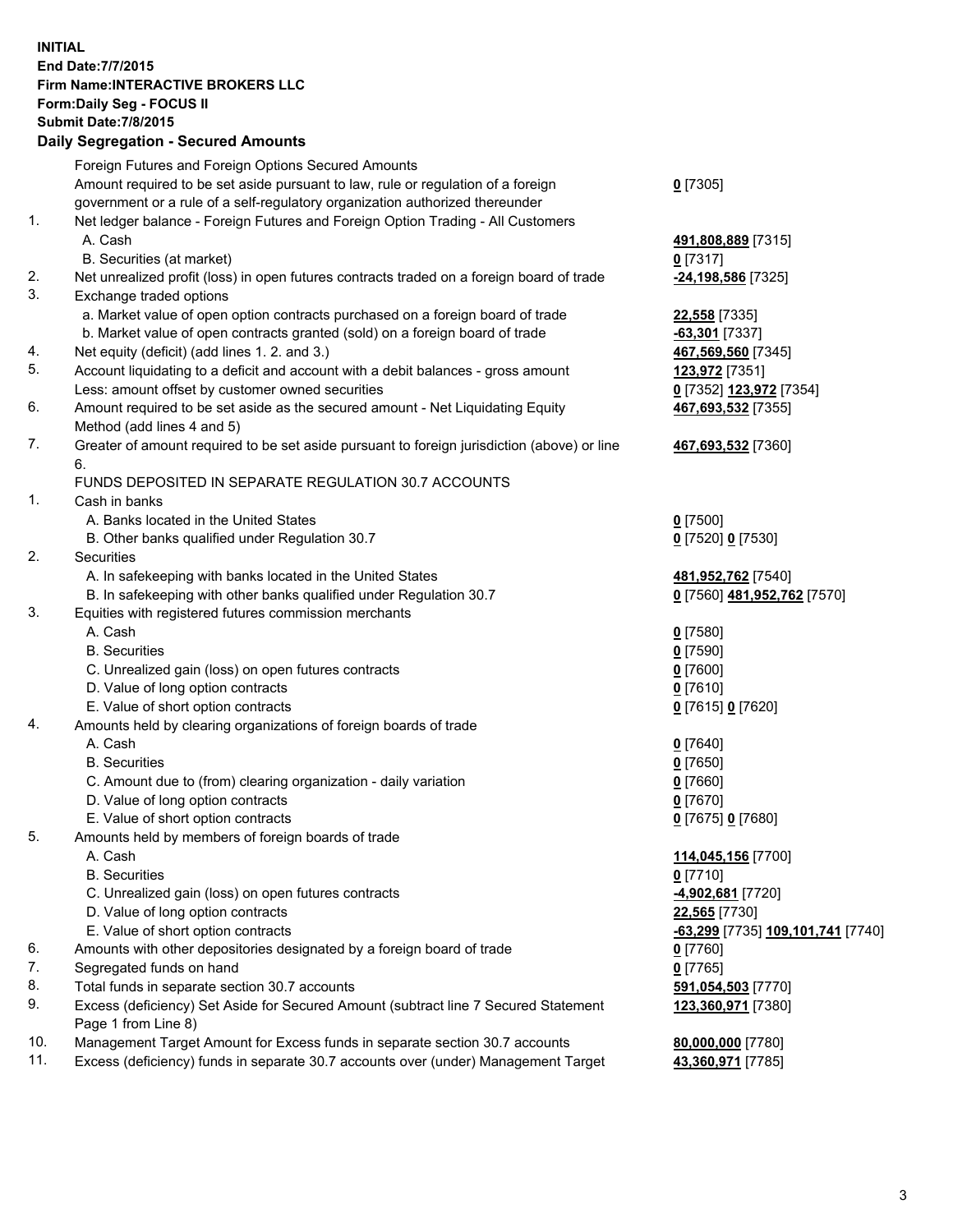**INITIAL**
**End Date:7/7/2015**
**Firm Name:INTERACTIVE BROKERS LLC**
**Form:Daily Seg - FOCUS II**
**Submit Date:7/8/2015**

## Daily Segregation - Secured Amounts

| | | |
|---|---|---|
| | Foreign Futures and Foreign Options Secured Amounts | |
| | Amount required to be set aside pursuant to law, rule or regulation of a foreign government or a rule of a self-regulatory organization authorized thereunder | **0** [7305] |
| 1. | Net ledger balance - Foreign Futures and Foreign Option Trading - All Customers | |
| | A. Cash | **491,808,889** [7315] |
| | B. Securities (at market) | **0** [7317] |
| 2. | Net unrealized profit (loss) in open futures contracts traded on a foreign board of trade | **-24,198,586** [7325] |
| 3. | Exchange traded options | |
| | a. Market value of open option contracts purchased on a foreign board of trade | **22,558** [7335] |
| | b. Market value of open contracts granted (sold) on a foreign board of trade | **-63,301** [7337] |
| 4. | Net equity (deficit) (add lines 1. 2. and 3.) | **467,569,560** [7345] |
| 5. | Account liquidating to a deficit and account with a debit balances - gross amount | **123,972** [7351] |
| | Less: amount offset by customer owned securities | **0** [7352] **123,972** [7354] |
| 6. | Amount required to be set aside as the secured amount - Net Liquidating Equity Method (add lines 4 and 5) | **467,693,532** [7355] |
| 7. | Greater of amount required to be set aside pursuant to foreign jurisdiction (above) or line 6. | **467,693,532** [7360] |
| | FUNDS DEPOSITED IN SEPARATE REGULATION 30.7 ACCOUNTS | |
| 1. | Cash in banks | |
| | A. Banks located in the United States | **0** [7500] |
| | B. Other banks qualified under Regulation 30.7 | **0** [7520] **0** [7530] |
| 2. | Securities | |
| | A. In safekeeping with banks located in the United States | **481,952,762** [7540] |
| | B. In safekeeping with other banks qualified under Regulation 30.7 | **0** [7560] **481,952,762** [7570] |
| 3. | Equities with registered futures commission merchants | |
| | A. Cash | **0** [7580] |
| | B. Securities | **0** [7590] |
| | C. Unrealized gain (loss) on open futures contracts | **0** [7600] |
| | D. Value of long option contracts | **0** [7610] |
| | E. Value of short option contracts | **0** [7615] **0** [7620] |
| 4. | Amounts held by clearing organizations of foreign boards of trade | |
| | A. Cash | **0** [7640] |
| | B. Securities | **0** [7650] |
| | C. Amount due to (from) clearing organization - daily variation | **0** [7660] |
| | D. Value of long option contracts | **0** [7670] |
| | E. Value of short option contracts | **0** [7675] **0** [7680] |
| 5. | Amounts held by members of foreign boards of trade | |
| | A. Cash | **114,045,156** [7700] |
| | B. Securities | **0** [7710] |
| | C. Unrealized gain (loss) on open futures contracts | **-4,902,681** [7720] |
| | D. Value of long option contracts | **22,565** [7730] |
| | E. Value of short option contracts | **-63,299** [7735] **109,101,741** [7740] |
| 6. | Amounts with other depositories designated by a foreign board of trade | **0** [7760] |
| 7. | Segregated funds on hand | **0** [7765] |
| 8. | Total funds in separate section 30.7 accounts | **591,054,503** [7770] |
| 9. | Excess (deficiency) Set Aside for Secured Amount (subtract line 7 Secured Statement Page 1 from Line 8) | **123,360,971** [7380] |
| 10. | Management Target Amount for Excess funds in separate section 30.7 accounts | **80,000,000** [7780] |
| 11. | Excess (deficiency) funds in separate 30.7 accounts over (under) Management Target | **43,360,971** [7785] |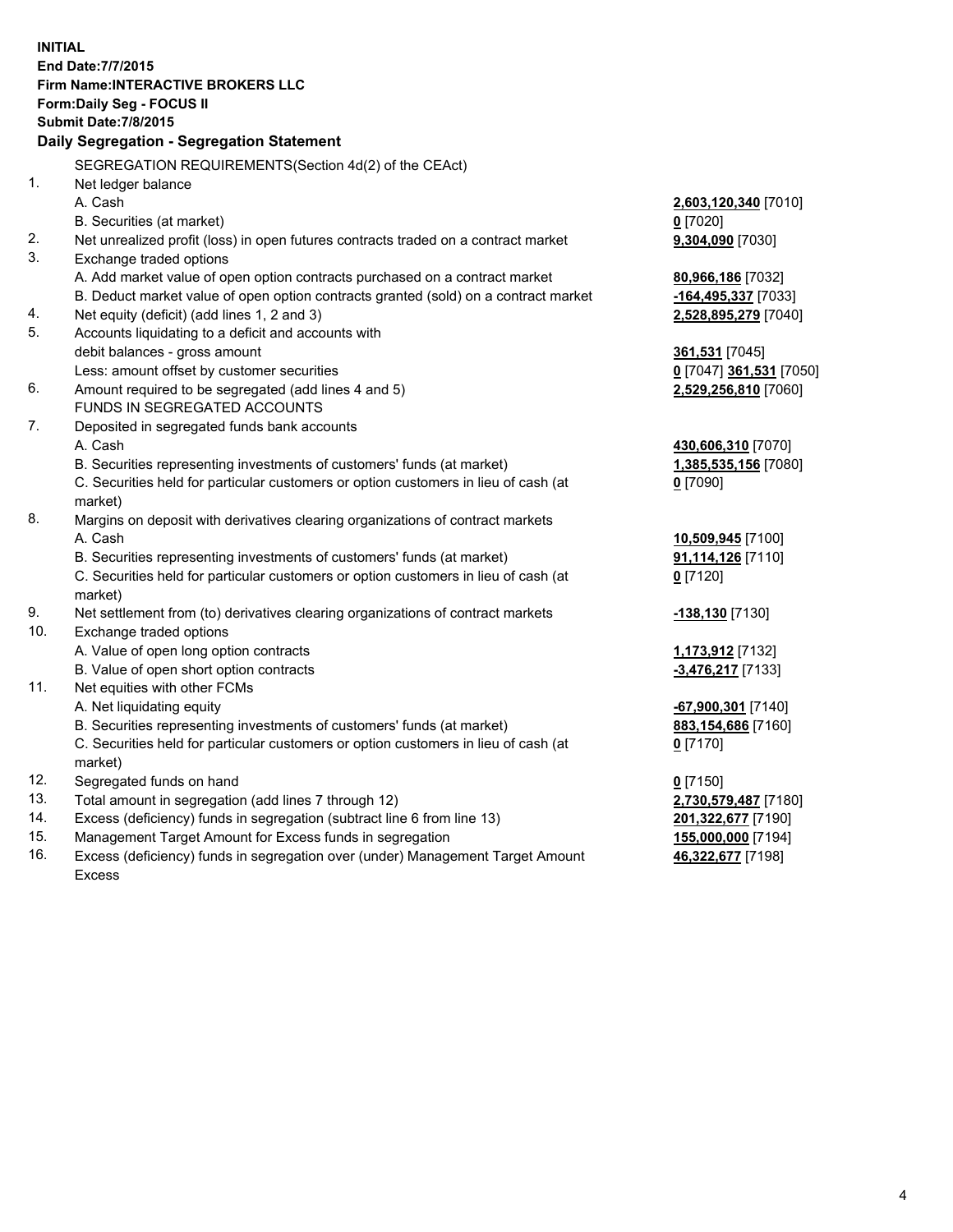**INITIAL**
**End Date:7/7/2015**
**Firm Name:INTERACTIVE BROKERS LLC**
**Form:Daily Seg - FOCUS II**
**Submit Date:7/8/2015**

**Daily Segregation - Segregation Statement**

| | | |
|---|---|---|
| | SEGREGATION REQUIREMENTS(Section 4d(2) of the CEAct) | |
| 1. | Net ledger balance | |
| | A. Cash | **2,603,120,340** [7010] |
| | B. Securities (at market) | **0** [7020] |
| 2. | Net unrealized profit (loss) in open futures contracts traded on a contract market | **9,304,090** [7030] |
| 3. | Exchange traded options | |
| | A. Add market value of open option contracts purchased on a contract market | **80,966,186** [7032] |
| | B. Deduct market value of open option contracts granted (sold) on a contract market | **-164,495,337** [7033] |
| 4. | Net equity (deficit) (add lines 1, 2 and 3) | **2,528,895,279** [7040] |
| 5. | Accounts liquidating to a deficit and accounts with | |
| | debit balances - gross amount | **361,531** [7045] |
| | Less: amount offset by customer securities | **0** [7047] **361,531** [7050] |
| 6. | Amount required to be segregated (add lines 4 and 5) | **2,529,256,810** [7060] |
| | FUNDS IN SEGREGATED ACCOUNTS | |
| 7. | Deposited in segregated funds bank accounts | |
| | A. Cash | **430,606,310** [7070] |
| | B. Securities representing investments of customers' funds (at market) | **1,385,535,156** [7080] |
| | C. Securities held for particular customers or option customers in lieu of cash (at market) | **0** [7090] |
| 8. | Margins on deposit with derivatives clearing organizations of contract markets | |
| | A. Cash | **10,509,945** [7100] |
| | B. Securities representing investments of customers' funds (at market) | **91,114,126** [7110] |
| | C. Securities held for particular customers or option customers in lieu of cash (at market) | **0** [7120] |
| 9. | Net settlement from (to) derivatives clearing organizations of contract markets | **-138,130** [7130] |
| 10. | Exchange traded options | |
| | A. Value of open long option contracts | **1,173,912** [7132] |
| | B. Value of open short option contracts | **-3,476,217** [7133] |
| 11. | Net equities with other FCMs | |
| | A. Net liquidating equity | **-67,900,301** [7140] |
| | B. Securities representing investments of customers' funds (at market) | **883,154,686** [7160] |
| | C. Securities held for particular customers or option customers in lieu of cash (at market) | **0** [7170] |
| 12. | Segregated funds on hand | **0** [7150] |
| 13. | Total amount in segregation (add lines 7 through 12) | **2,730,579,487** [7180] |
| 14. | Excess (deficiency) funds in segregation (subtract line 6 from line 13) | **201,322,677** [7190] |
| 15. | Management Target Amount for Excess funds in segregation | **155,000,000** [7194] |
| 16. | Excess (deficiency) funds in segregation over (under) Management Target Amount Excess | **46,322,677** [7198] |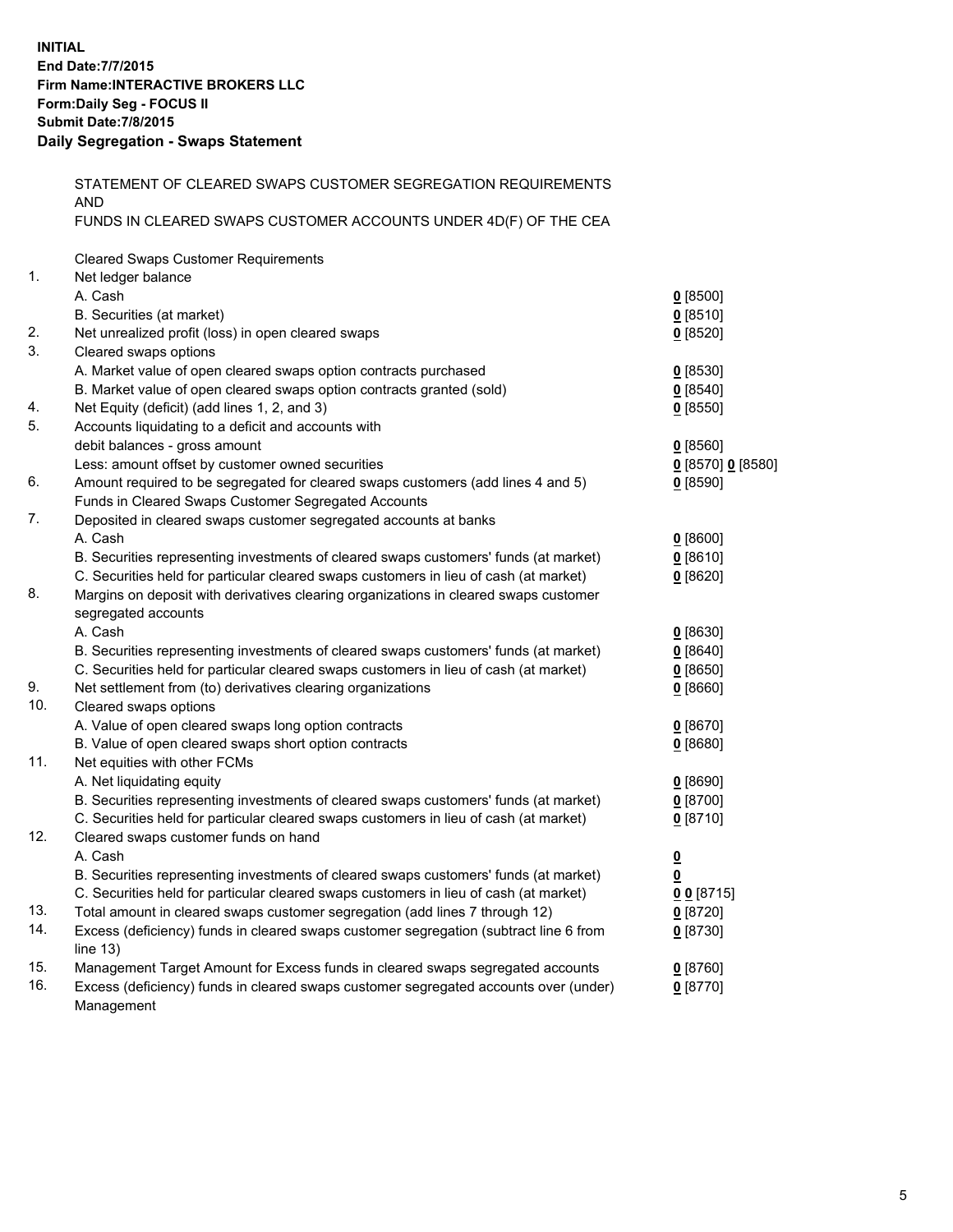**INITIAL**
**End Date:7/7/2015**
**Firm Name:INTERACTIVE BROKERS LLC**
**Form:Daily Seg - FOCUS II**
**Submit Date:7/8/2015**
**Daily Segregation - Swaps Statement**

STATEMENT OF CLEARED SWAPS CUSTOMER SEGREGATION REQUIREMENTS AND FUNDS IN CLEARED SWAPS CUSTOMER ACCOUNTS UNDER 4D(F) OF THE CEA

| | | |
|---|---|---|
| | Cleared Swaps Customer Requirements | |
| 1. | Net ledger balance | |
| | A. Cash | 0 [8500] |
| | B. Securities (at market) | 0 [8510] |
| 2. | Net unrealized profit (loss) in open cleared swaps | 0 [8520] |
| 3. | Cleared swaps options | |
| | A. Market value of open cleared swaps option contracts purchased | 0 [8530] |
| | B. Market value of open cleared swaps option contracts granted (sold) | 0 [8540] |
| 4. | Net Equity (deficit) (add lines 1, 2, and 3) | 0 [8550] |
| 5. | Accounts liquidating to a deficit and accounts with debit balances - gross amount | 0 [8560] |
| | Less: amount offset by customer owned securities | 0 [8570] 0 [8580] |
| 6. | Amount required to be segregated for cleared swaps customers (add lines 4 and 5) | 0 [8590] |
| | Funds in Cleared Swaps Customer Segregated Accounts | |
| 7. | Deposited in cleared swaps customer segregated accounts at banks | |
| | A. Cash | 0 [8600] |
| | B. Securities representing investments of cleared swaps customers' funds (at market) | 0 [8610] |
| | C. Securities held for particular cleared swaps customers in lieu of cash (at market) | 0 [8620] |
| 8. | Margins on deposit with derivatives clearing organizations in cleared swaps customer segregated accounts | |
| | A. Cash | 0 [8630] |
| | B. Securities representing investments of cleared swaps customers' funds (at market) | 0 [8640] |
| | C. Securities held for particular cleared swaps customers in lieu of cash (at market) | 0 [8650] |
| 9. | Net settlement from (to) derivatives clearing organizations | 0 [8660] |
| 10. | Cleared swaps options | |
| | A. Value of open cleared swaps long option contracts | 0 [8670] |
| | B. Value of open cleared swaps short option contracts | 0 [8680] |
| 11. | Net equities with other FCMs | |
| | A. Net liquidating equity | 0 [8690] |
| | B. Securities representing investments of cleared swaps customers' funds (at market) | 0 [8700] |
| | C. Securities held for particular cleared swaps customers in lieu of cash (at market) | 0 [8710] |
| 12. | Cleared swaps customer funds on hand | |
| | A. Cash | 0 |
| | B. Securities representing investments of cleared swaps customers' funds (at market) | 0 |
| | C. Securities held for particular cleared swaps customers in lieu of cash (at market) | 0 0 [8715] |
| 13. | Total amount in cleared swaps customer segregation (add lines 7 through 12) | 0 [8720] |
| 14. | Excess (deficiency) funds in cleared swaps customer segregation (subtract line 6 from line 13) | 0 [8730] |
| 15. | Management Target Amount for Excess funds in cleared swaps segregated accounts | 0 [8760] |
| 16. | Excess (deficiency) funds in cleared swaps customer segregated accounts over (under) Management | 0 [8770] |